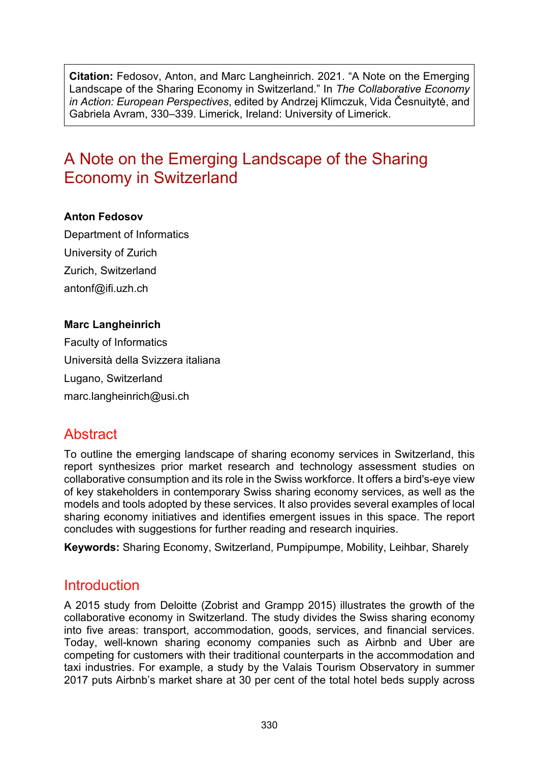**Citation:** Fedosov, Anton, and Marc Langheinrich. 2021. “A Note on the Emerging Landscape of the Sharing Economy in Switzerland.” In *The Collaborative Economy in Action: European Perspectives*, edited by Andrzej Klimczuk, Vida Česnuitytė, and Gabriela Avram, 330–339. Limerick, Ireland: University of Limerick.

# A Note on the Emerging Landscape of the Sharing Economy in Switzerland

**Anton Fedosov**

Department of Informatics

University of Zurich

Zurich, Switzerland

antonf@ifi.uzh.ch

**Marc Langheinrich**

Faculty of Informatics

Università della Svizzera italiana

Lugano, Switzerland

marc.langheinrich@usi.ch

## Abstract

To outline the emerging landscape of sharing economy services in Switzerland, this report synthesizes prior market research and technology assessment studies on collaborative consumption and its role in the Swiss workforce. It offers a bird's-eye view of key stakeholders in contemporary Swiss sharing economy services, as well as the models and tools adopted by these services. It also provides several examples of local sharing economy initiatives and identifies emergent issues in this space. The report concludes with suggestions for further reading and research inquiries.

**Keywords:** Sharing Economy, Switzerland, Pumpipumpe, Mobility, Leihbar, Sharely

## Introduction

A 2015 study from Deloitte (Zobrist and Grampp 2015) illustrates the growth of the collaborative economy in Switzerland. The study divides the Swiss sharing economy into five areas: transport, accommodation, goods, services, and financial services. Today, well-known sharing economy companies such as Airbnb and Uber are competing for customers with their traditional counterparts in the accommodation and taxi industries. For example, a study by the Valais Tourism Observatory in summer 2017 puts Airbnb’s market share at 30 per cent of the total hotel beds supply across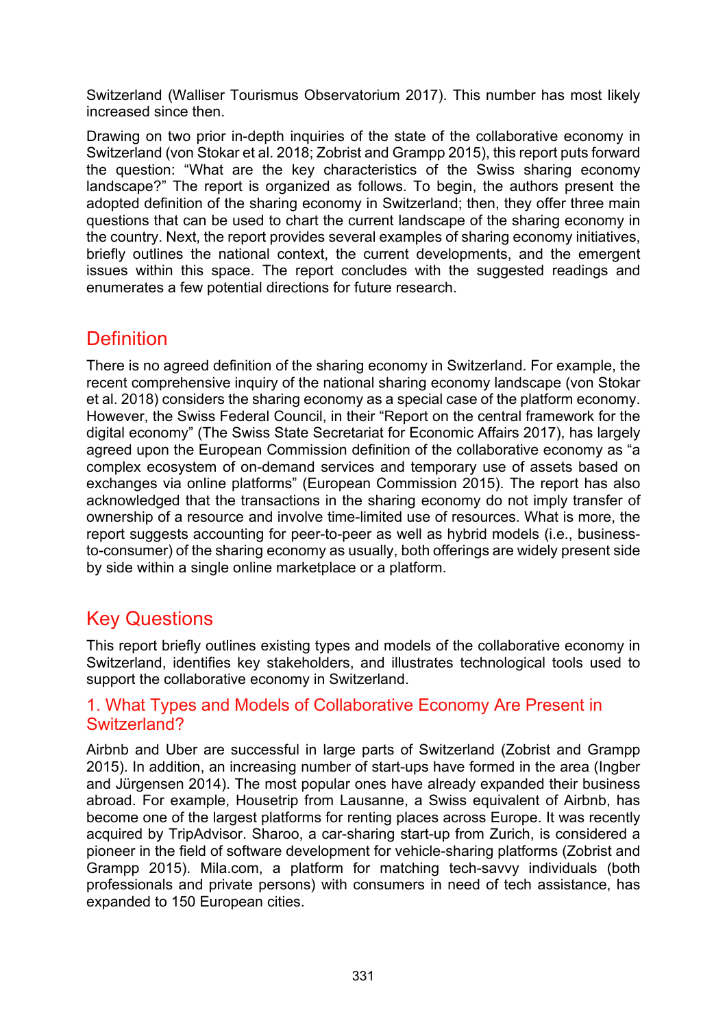Switzerland (Walliser Tourismus Observatorium 2017). This number has most likely increased since then.

Drawing on two prior in-depth inquiries of the state of the collaborative economy in Switzerland (von Stokar et al. 2018; Zobrist and Grampp 2015), this report puts forward the question: “What are the key characteristics of the Swiss sharing economy landscape?” The report is organized as follows. To begin, the authors present the adopted definition of the sharing economy in Switzerland; then, they offer three main questions that can be used to chart the current landscape of the sharing economy in the country. Next, the report provides several examples of sharing economy initiatives, briefly outlines the national context, the current developments, and the emergent issues within this space. The report concludes with the suggested readings and enumerates a few potential directions for future research.

## Definition

There is no agreed definition of the sharing economy in Switzerland. For example, the recent comprehensive inquiry of the national sharing economy landscape (von Stokar et al. 2018) considers the sharing economy as a special case of the platform economy. However, the Swiss Federal Council, in their “Report on the central framework for the digital economy” (The Swiss State Secretariat for Economic Affairs 2017), has largely agreed upon the European Commission definition of the collaborative economy as “a complex ecosystem of on-demand services and temporary use of assets based on exchanges via online platforms” (European Commission 2015). The report has also acknowledged that the transactions in the sharing economy do not imply transfer of ownership of a resource and involve time-limited use of resources. What is more, the report suggests accounting for peer-to-peer as well as hybrid models (i.e., business-to-consumer) of the sharing economy as usually, both offerings are widely present side by side within a single online marketplace or a platform.

## Key Questions

This report briefly outlines existing types and models of the collaborative economy in Switzerland, identifies key stakeholders, and illustrates technological tools used to support the collaborative economy in Switzerland.

### 1. What Types and Models of Collaborative Economy Are Present in Switzerland?

Airbnb and Uber are successful in large parts of Switzerland (Zobrist and Grampp 2015). In addition, an increasing number of start-ups have formed in the area (Ingber and Jürgensen 2014). The most popular ones have already expanded their business abroad. For example, Housetrip from Lausanne, a Swiss equivalent of Airbnb, has become one of the largest platforms for renting places across Europe. It was recently acquired by TripAdvisor. Sharoo, a car-sharing start-up from Zurich, is considered a pioneer in the field of software development for vehicle-sharing platforms (Zobrist and Grampp 2015). Mila.com, a platform for matching tech-savvy individuals (both professionals and private persons) with consumers in need of tech assistance, has expanded to 150 European cities.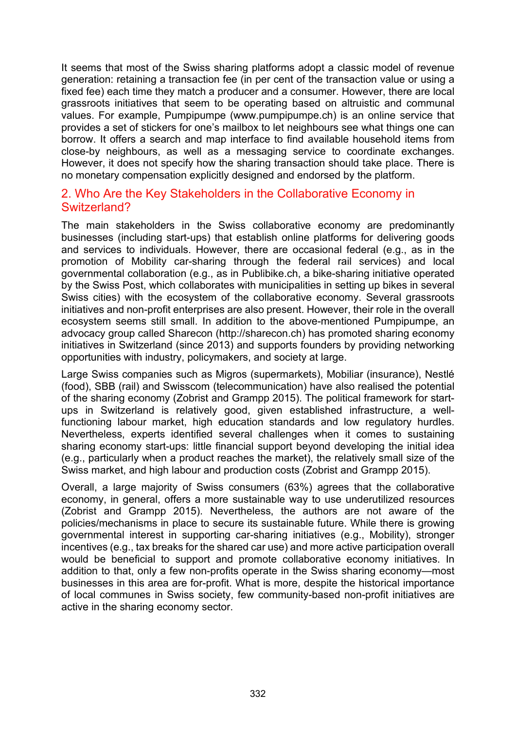It seems that most of the Swiss sharing platforms adopt a classic model of revenue generation: retaining a transaction fee (in per cent of the transaction value or using a fixed fee) each time they match a producer and a consumer. However, there are local grassroots initiatives that seem to be operating based on altruistic and communal values. For example, Pumpipumpe (www.pumpipumpe.ch) is an online service that provides a set of stickers for one's mailbox to let neighbours see what things one can borrow. It offers a search and map interface to find available household items from close-by neighbours, as well as a messaging service to coordinate exchanges. However, it does not specify how the sharing transaction should take place. There is no monetary compensation explicitly designed and endorsed by the platform.

## 2. Who Are the Key Stakeholders in the Collaborative Economy in Switzerland?

The main stakeholders in the Swiss collaborative economy are predominantly businesses (including start-ups) that establish online platforms for delivering goods and services to individuals. However, there are occasional federal (e.g., as in the promotion of Mobility car-sharing through the federal rail services) and local governmental collaboration (e.g., as in Publibike.ch, a bike-sharing initiative operated by the Swiss Post, which collaborates with municipalities in setting up bikes in several Swiss cities) with the ecosystem of the collaborative economy. Several grassroots initiatives and non-profit enterprises are also present. However, their role in the overall ecosystem seems still small. In addition to the above-mentioned Pumpipumpe, an advocacy group called Sharecon (http://sharecon.ch) has promoted sharing economy initiatives in Switzerland (since 2013) and supports founders by providing networking opportunities with industry, policymakers, and society at large.

Large Swiss companies such as Migros (supermarkets), Mobiliar (insurance), Nestlé (food), SBB (rail) and Swisscom (telecommunication) have also realised the potential of the sharing economy (Zobrist and Grampp 2015). The political framework for start-ups in Switzerland is relatively good, given established infrastructure, a well-functioning labour market, high education standards and low regulatory hurdles. Nevertheless, experts identified several challenges when it comes to sustaining sharing economy start-ups: little financial support beyond developing the initial idea (e.g., particularly when a product reaches the market), the relatively small size of the Swiss market, and high labour and production costs (Zobrist and Grampp 2015).

Overall, a large majority of Swiss consumers (63%) agrees that the collaborative economy, in general, offers a more sustainable way to use underutilized resources (Zobrist and Grampp 2015). Nevertheless, the authors are not aware of the policies/mechanisms in place to secure its sustainable future. While there is growing governmental interest in supporting car-sharing initiatives (e.g., Mobility), stronger incentives (e.g., tax breaks for the shared car use) and more active participation overall would be beneficial to support and promote collaborative economy initiatives. In addition to that, only a few non-profits operate in the Swiss sharing economy—most businesses in this area are for-profit. What is more, despite the historical importance of local communes in Swiss society, few community-based non-profit initiatives are active in the sharing economy sector.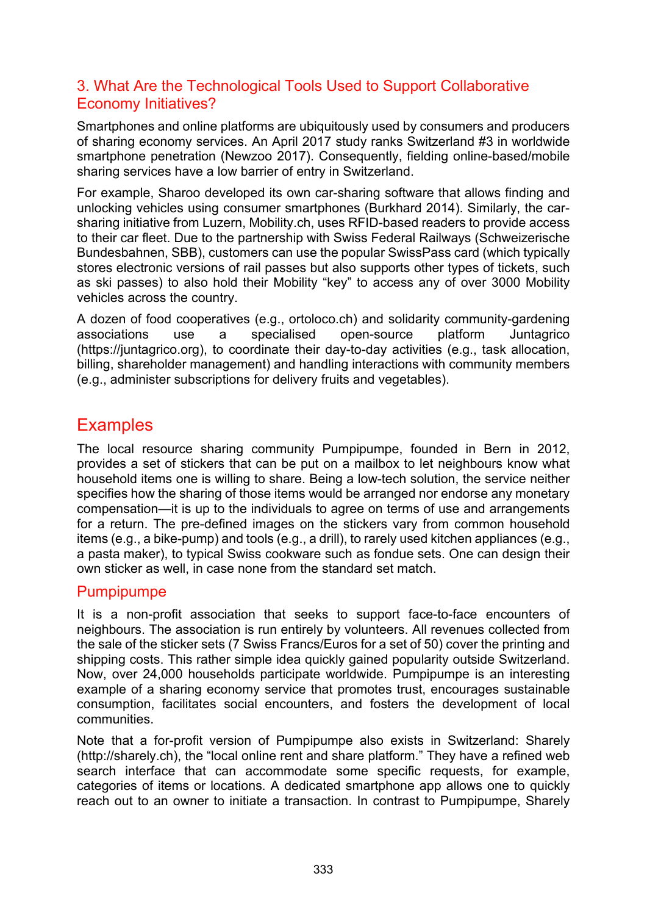## 3. What Are the Technological Tools Used to Support Collaborative Economy Initiatives?

Smartphones and online platforms are ubiquitously used by consumers and producers of sharing economy services. An April 2017 study ranks Switzerland #3 in worldwide smartphone penetration (Newzoo 2017). Consequently, fielding online-based/mobile sharing services have a low barrier of entry in Switzerland.

For example, Sharoo developed its own car-sharing software that allows finding and unlocking vehicles using consumer smartphones (Burkhard 2014). Similarly, the car-sharing initiative from Luzern, Mobility.ch, uses RFID-based readers to provide access to their car fleet. Due to the partnership with Swiss Federal Railways (Schweizerische Bundesbahnen, SBB), customers can use the popular SwissPass card (which typically stores electronic versions of rail passes but also supports other types of tickets, such as ski passes) to also hold their Mobility "key" to access any of over 3000 Mobility vehicles across the country.

A dozen of food cooperatives (e.g., ortoloco.ch) and solidarity community-gardening associations use a specialised open-source platform Juntagrico (https://juntagrico.org), to coordinate their day-to-day activities (e.g., task allocation, billing, shareholder management) and handling interactions with community members (e.g., administer subscriptions for delivery fruits and vegetables).

# Examples

The local resource sharing community Pumpipumpe, founded in Bern in 2012, provides a set of stickers that can be put on a mailbox to let neighbours know what household items one is willing to share. Being a low-tech solution, the service neither specifies how the sharing of those items would be arranged nor endorse any monetary compensation—it is up to the individuals to agree on terms of use and arrangements for a return. The pre-defined images on the stickers vary from common household items (e.g., a bike-pump) and tools (e.g., a drill), to rarely used kitchen appliances (e.g., a pasta maker), to typical Swiss cookware such as fondue sets. One can design their own sticker as well, in case none from the standard set match.

## Pumpipumpe

It is a non-profit association that seeks to support face-to-face encounters of neighbours. The association is run entirely by volunteers. All revenues collected from the sale of the sticker sets (7 Swiss Francs/Euros for a set of 50) cover the printing and shipping costs. This rather simple idea quickly gained popularity outside Switzerland. Now, over 24,000 households participate worldwide. Pumpipumpe is an interesting example of a sharing economy service that promotes trust, encourages sustainable consumption, facilitates social encounters, and fosters the development of local communities.

Note that a for-profit version of Pumpipumpe also exists in Switzerland: Sharely (http://sharely.ch), the "local online rent and share platform." They have a refined web search interface that can accommodate some specific requests, for example, categories of items or locations. A dedicated smartphone app allows one to quickly reach out to an owner to initiate a transaction. In contrast to Pumpipumpe, Sharely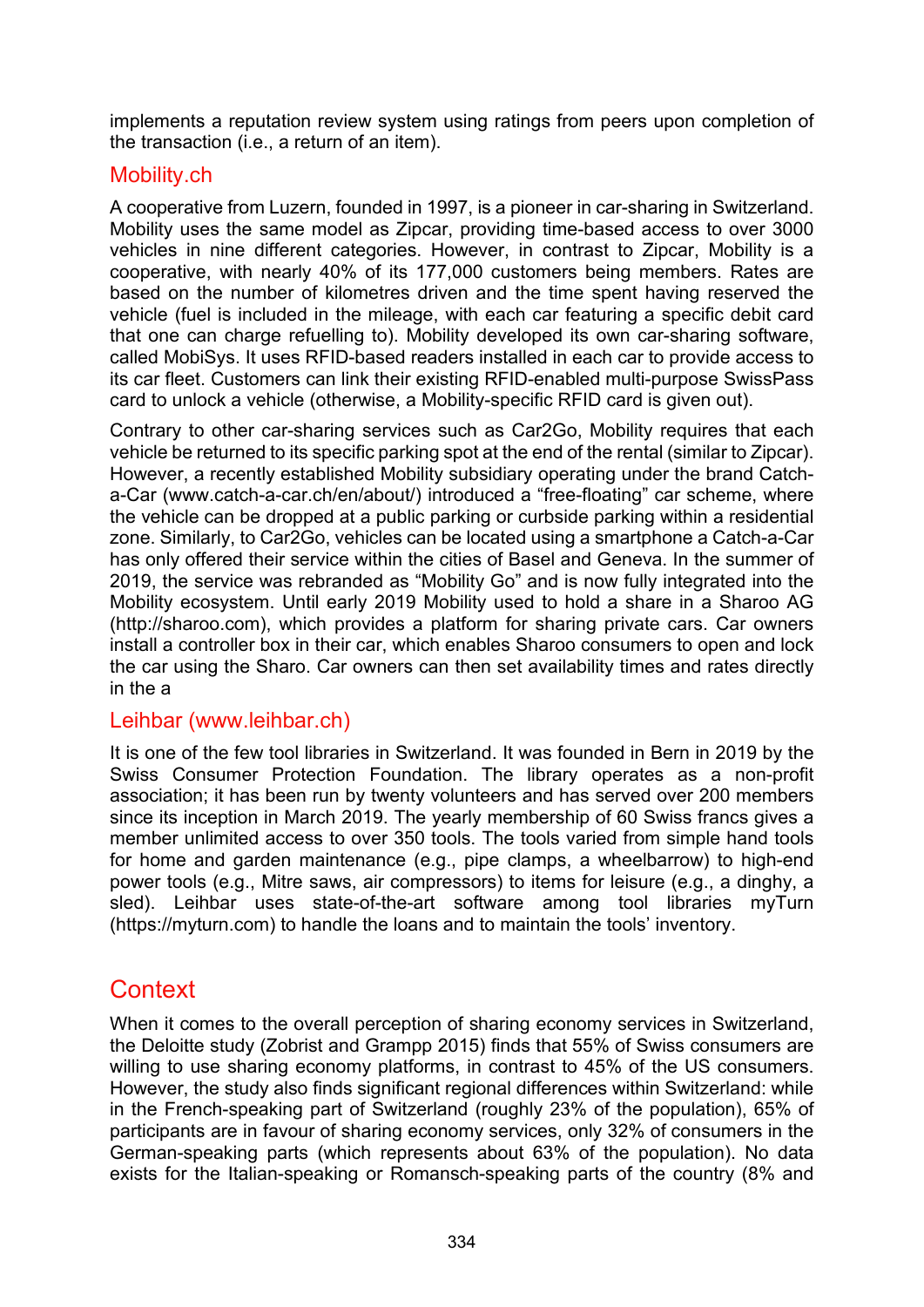implements a reputation review system using ratings from peers upon completion of the transaction (i.e., a return of an item).

### Mobility.ch

A cooperative from Luzern, founded in 1997, is a pioneer in car-sharing in Switzerland. Mobility uses the same model as Zipcar, providing time-based access to over 3000 vehicles in nine different categories. However, in contrast to Zipcar, Mobility is a cooperative, with nearly 40% of its 177,000 customers being members. Rates are based on the number of kilometres driven and the time spent having reserved the vehicle (fuel is included in the mileage, with each car featuring a specific debit card that one can charge refuelling to). Mobility developed its own car-sharing software, called MobiSys. It uses RFID-based readers installed in each car to provide access to its car fleet. Customers can link their existing RFID-enabled multi-purpose SwissPass card to unlock a vehicle (otherwise, a Mobility-specific RFID card is given out).

Contrary to other car-sharing services such as Car2Go, Mobility requires that each vehicle be returned to its specific parking spot at the end of the rental (similar to Zipcar). However, a recently established Mobility subsidiary operating under the brand Catch-a-Car (www.catch-a-car.ch/en/about/) introduced a "free-floating" car scheme, where the vehicle can be dropped at a public parking or curbside parking within a residential zone. Similarly, to Car2Go, vehicles can be located using a smartphone a Catch-a-Car has only offered their service within the cities of Basel and Geneva. In the summer of 2019, the service was rebranded as "Mobility Go" and is now fully integrated into the Mobility ecosystem. Until early 2019 Mobility used to hold a share in a Sharoo AG (http://sharoo.com), which provides a platform for sharing private cars. Car owners install a controller box in their car, which enables Sharoo consumers to open and lock the car using the Sharo. Car owners can then set availability times and rates directly in the a

### Leihbar (www.leihbar.ch)

It is one of the few tool libraries in Switzerland. It was founded in Bern in 2019 by the Swiss Consumer Protection Foundation. The library operates as a non-profit association; it has been run by twenty volunteers and has served over 200 members since its inception in March 2019. The yearly membership of 60 Swiss francs gives a member unlimited access to over 350 tools. The tools varied from simple hand tools for home and garden maintenance (e.g., pipe clamps, a wheelbarrow) to high-end power tools (e.g., Mitre saws, air compressors) to items for leisure (e.g., a dinghy, a sled). Leihbar uses state-of-the-art software among tool libraries myTurn (https://myturn.com) to handle the loans and to maintain the tools' inventory.

## Context

When it comes to the overall perception of sharing economy services in Switzerland, the Deloitte study (Zobrist and Grampp 2015) finds that 55% of Swiss consumers are willing to use sharing economy platforms, in contrast to 45% of the US consumers. However, the study also finds significant regional differences within Switzerland: while in the French-speaking part of Switzerland (roughly 23% of the population), 65% of participants are in favour of sharing economy services, only 32% of consumers in the German-speaking parts (which represents about 63% of the population). No data exists for the Italian-speaking or Romansch-speaking parts of the country (8% and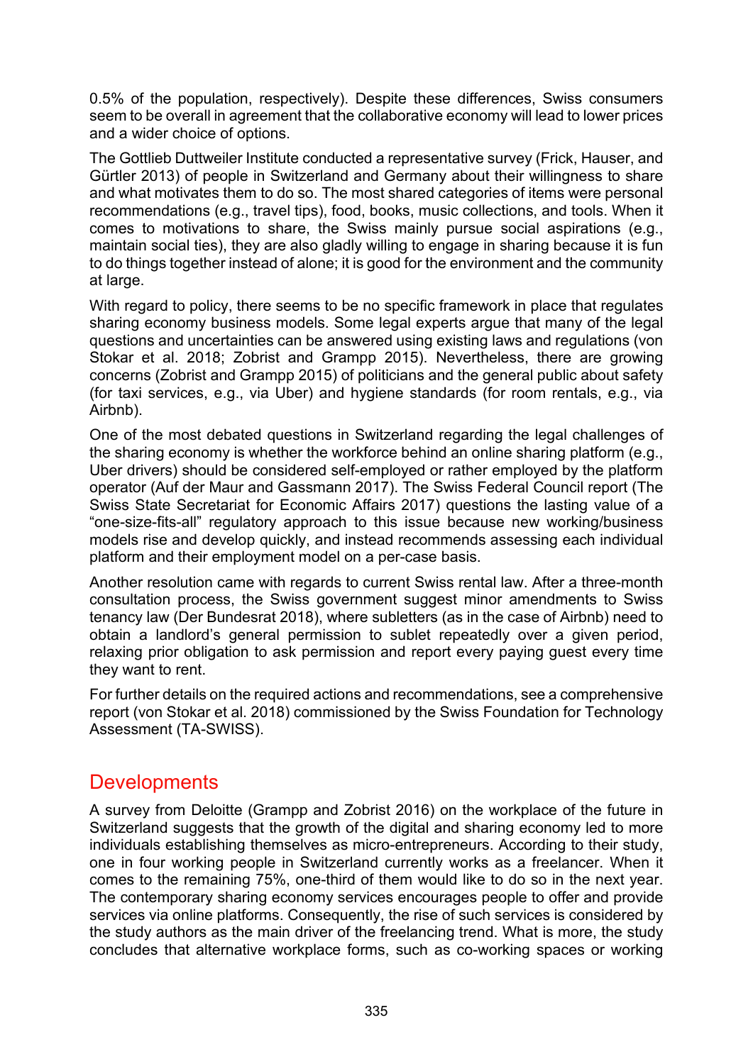0.5% of the population, respectively). Despite these differences, Swiss consumers seem to be overall in agreement that the collaborative economy will lead to lower prices and a wider choice of options.

The Gottlieb Duttweiler Institute conducted a representative survey (Frick, Hauser, and Gürtler 2013) of people in Switzerland and Germany about their willingness to share and what motivates them to do so. The most shared categories of items were personal recommendations (e.g., travel tips), food, books, music collections, and tools. When it comes to motivations to share, the Swiss mainly pursue social aspirations (e.g., maintain social ties), they are also gladly willing to engage in sharing because it is fun to do things together instead of alone; it is good for the environment and the community at large.

With regard to policy, there seems to be no specific framework in place that regulates sharing economy business models. Some legal experts argue that many of the legal questions and uncertainties can be answered using existing laws and regulations (von Stokar et al. 2018; Zobrist and Grampp 2015). Nevertheless, there are growing concerns (Zobrist and Grampp 2015) of politicians and the general public about safety (for taxi services, e.g., via Uber) and hygiene standards (for room rentals, e.g., via Airbnb).

One of the most debated questions in Switzerland regarding the legal challenges of the sharing economy is whether the workforce behind an online sharing platform (e.g., Uber drivers) should be considered self-employed or rather employed by the platform operator (Auf der Maur and Gassmann 2017). The Swiss Federal Council report (The Swiss State Secretariat for Economic Affairs 2017) questions the lasting value of a "one-size-fits-all" regulatory approach to this issue because new working/business models rise and develop quickly, and instead recommends assessing each individual platform and their employment model on a per-case basis.

Another resolution came with regards to current Swiss rental law. After a three-month consultation process, the Swiss government suggest minor amendments to Swiss tenancy law (Der Bundesrat 2018), where subletters (as in the case of Airbnb) need to obtain a landlord's general permission to sublet repeatedly over a given period, relaxing prior obligation to ask permission and report every paying guest every time they want to rent.

For further details on the required actions and recommendations, see a comprehensive report (von Stokar et al. 2018) commissioned by the Swiss Foundation for Technology Assessment (TA-SWISS).

## Developments

A survey from Deloitte (Grampp and Zobrist 2016) on the workplace of the future in Switzerland suggests that the growth of the digital and sharing economy led to more individuals establishing themselves as micro-entrepreneurs. According to their study, one in four working people in Switzerland currently works as a freelancer. When it comes to the remaining 75%, one-third of them would like to do so in the next year. The contemporary sharing economy services encourages people to offer and provide services via online platforms. Consequently, the rise of such services is considered by the study authors as the main driver of the freelancing trend. What is more, the study concludes that alternative workplace forms, such as co-working spaces or working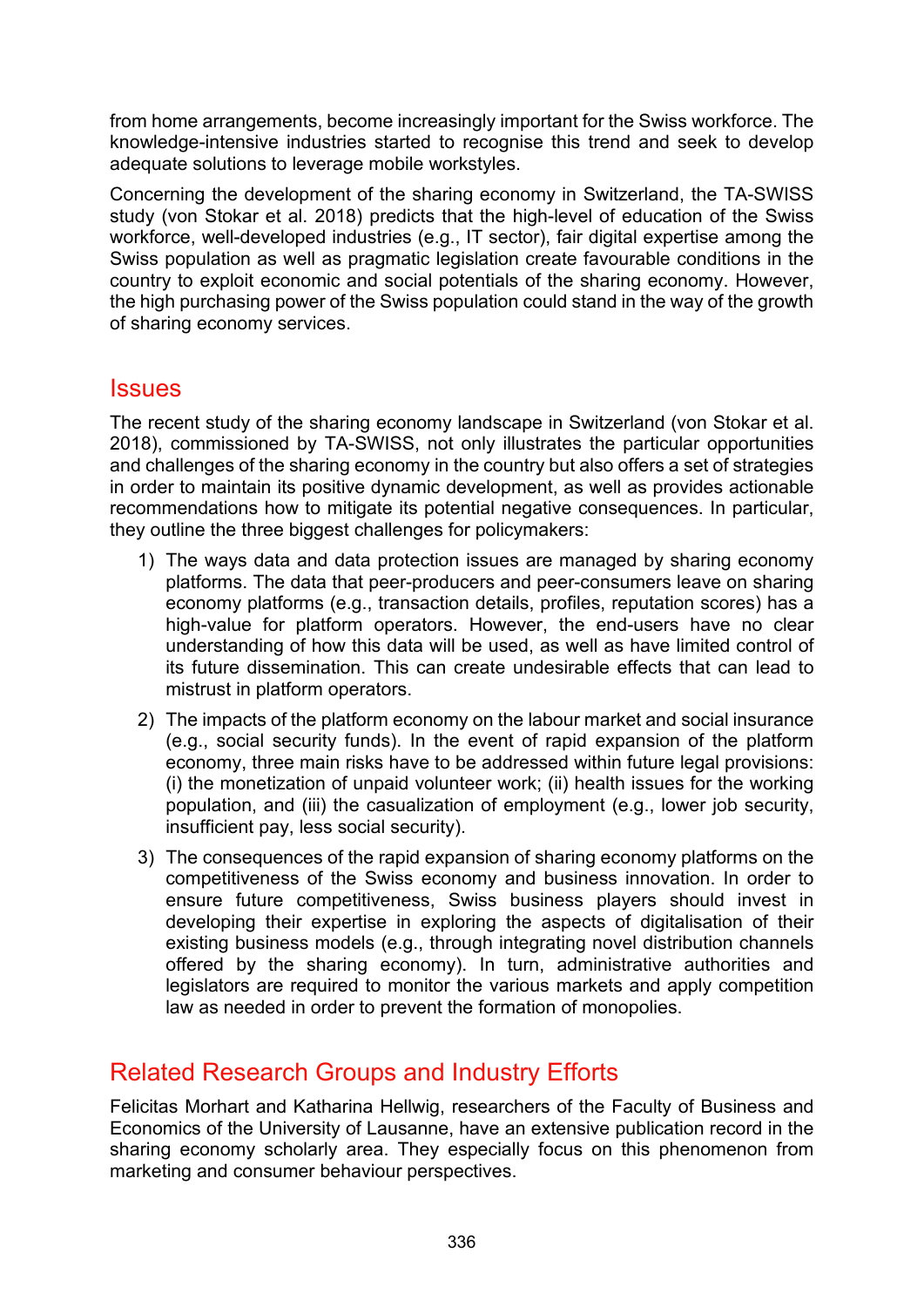from home arrangements, become increasingly important for the Swiss workforce. The knowledge-intensive industries started to recognise this trend and seek to develop adequate solutions to leverage mobile workstyles.

Concerning the development of the sharing economy in Switzerland, the TA-SWISS study (von Stokar et al. 2018) predicts that the high-level of education of the Swiss workforce, well-developed industries (e.g., IT sector), fair digital expertise among the Swiss population as well as pragmatic legislation create favourable conditions in the country to exploit economic and social potentials of the sharing economy. However, the high purchasing power of the Swiss population could stand in the way of the growth of sharing economy services.

## Issues

The recent study of the sharing economy landscape in Switzerland (von Stokar et al. 2018), commissioned by TA-SWISS, not only illustrates the particular opportunities and challenges of the sharing economy in the country but also offers a set of strategies in order to maintain its positive dynamic development, as well as provides actionable recommendations how to mitigate its potential negative consequences. In particular, they outline the three biggest challenges for policymakers:

1) The ways data and data protection issues are managed by sharing economy platforms. The data that peer-producers and peer-consumers leave on sharing economy platforms (e.g., transaction details, profiles, reputation scores) has a high-value for platform operators. However, the end-users have no clear understanding of how this data will be used, as well as have limited control of its future dissemination. This can create undesirable effects that can lead to mistrust in platform operators.
2) The impacts of the platform economy on the labour market and social insurance (e.g., social security funds). In the event of rapid expansion of the platform economy, three main risks have to be addressed within future legal provisions: (i) the monetization of unpaid volunteer work; (ii) health issues for the working population, and (iii) the casualization of employment (e.g., lower job security, insufficient pay, less social security).
3) The consequences of the rapid expansion of sharing economy platforms on the competitiveness of the Swiss economy and business innovation. In order to ensure future competitiveness, Swiss business players should invest in developing their expertise in exploring the aspects of digitalisation of their existing business models (e.g., through integrating novel distribution channels offered by the sharing economy). In turn, administrative authorities and legislators are required to monitor the various markets and apply competition law as needed in order to prevent the formation of monopolies.

## Related Research Groups and Industry Efforts

Felicitas Morhart and Katharina Hellwig, researchers of the Faculty of Business and Economics of the University of Lausanne, have an extensive publication record in the sharing economy scholarly area. They especially focus on this phenomenon from marketing and consumer behaviour perspectives.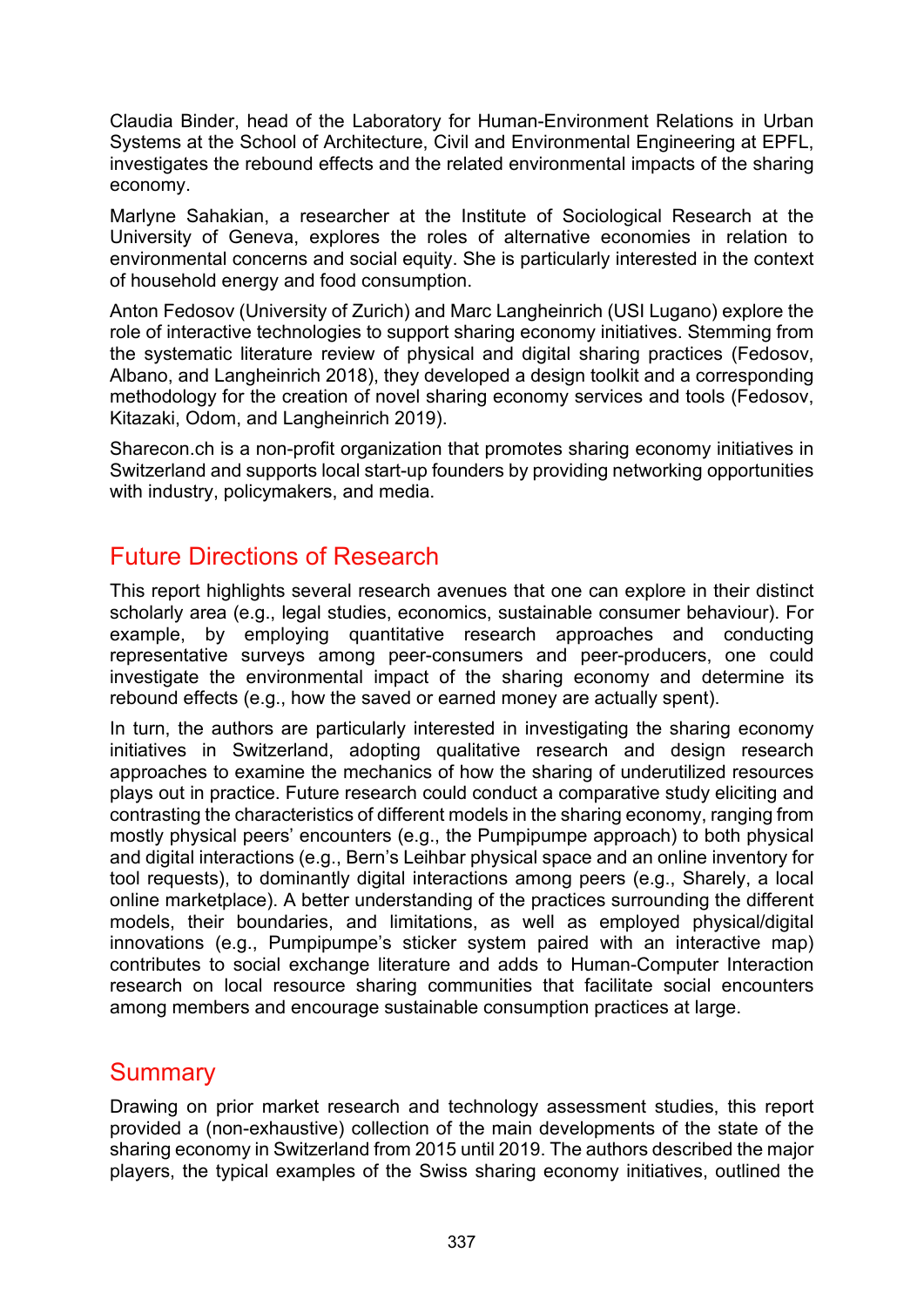Claudia Binder, head of the Laboratory for Human-Environment Relations in Urban Systems at the School of Architecture, Civil and Environmental Engineering at EPFL, investigates the rebound effects and the related environmental impacts of the sharing economy.

Marlyne Sahakian, a researcher at the Institute of Sociological Research at the University of Geneva, explores the roles of alternative economies in relation to environmental concerns and social equity. She is particularly interested in the context of household energy and food consumption.

Anton Fedosov (University of Zurich) and Marc Langheinrich (USI Lugano) explore the role of interactive technologies to support sharing economy initiatives. Stemming from the systematic literature review of physical and digital sharing practices (Fedosov, Albano, and Langheinrich 2018), they developed a design toolkit and a corresponding methodology for the creation of novel sharing economy services and tools (Fedosov, Kitazaki, Odom, and Langheinrich 2019).

Sharecon.ch is a non-profit organization that promotes sharing economy initiatives in Switzerland and supports local start-up founders by providing networking opportunities with industry, policymakers, and media.

## Future Directions of Research

This report highlights several research avenues that one can explore in their distinct scholarly area (e.g., legal studies, economics, sustainable consumer behaviour). For example, by employing quantitative research approaches and conducting representative surveys among peer-consumers and peer-producers, one could investigate the environmental impact of the sharing economy and determine its rebound effects (e.g., how the saved or earned money are actually spent).

In turn, the authors are particularly interested in investigating the sharing economy initiatives in Switzerland, adopting qualitative research and design research approaches to examine the mechanics of how the sharing of underutilized resources plays out in practice. Future research could conduct a comparative study eliciting and contrasting the characteristics of different models in the sharing economy, ranging from mostly physical peers' encounters (e.g., the Pumpipumpe approach) to both physical and digital interactions (e.g., Bern's Leihbar physical space and an online inventory for tool requests), to dominantly digital interactions among peers (e.g., Sharely, a local online marketplace). A better understanding of the practices surrounding the different models, their boundaries, and limitations, as well as employed physical/digital innovations (e.g., Pumpipumpe's sticker system paired with an interactive map) contributes to social exchange literature and adds to Human-Computer Interaction research on local resource sharing communities that facilitate social encounters among members and encourage sustainable consumption practices at large.

## Summary

Drawing on prior market research and technology assessment studies, this report provided a (non-exhaustive) collection of the main developments of the state of the sharing economy in Switzerland from 2015 until 2019. The authors described the major players, the typical examples of the Swiss sharing economy initiatives, outlined the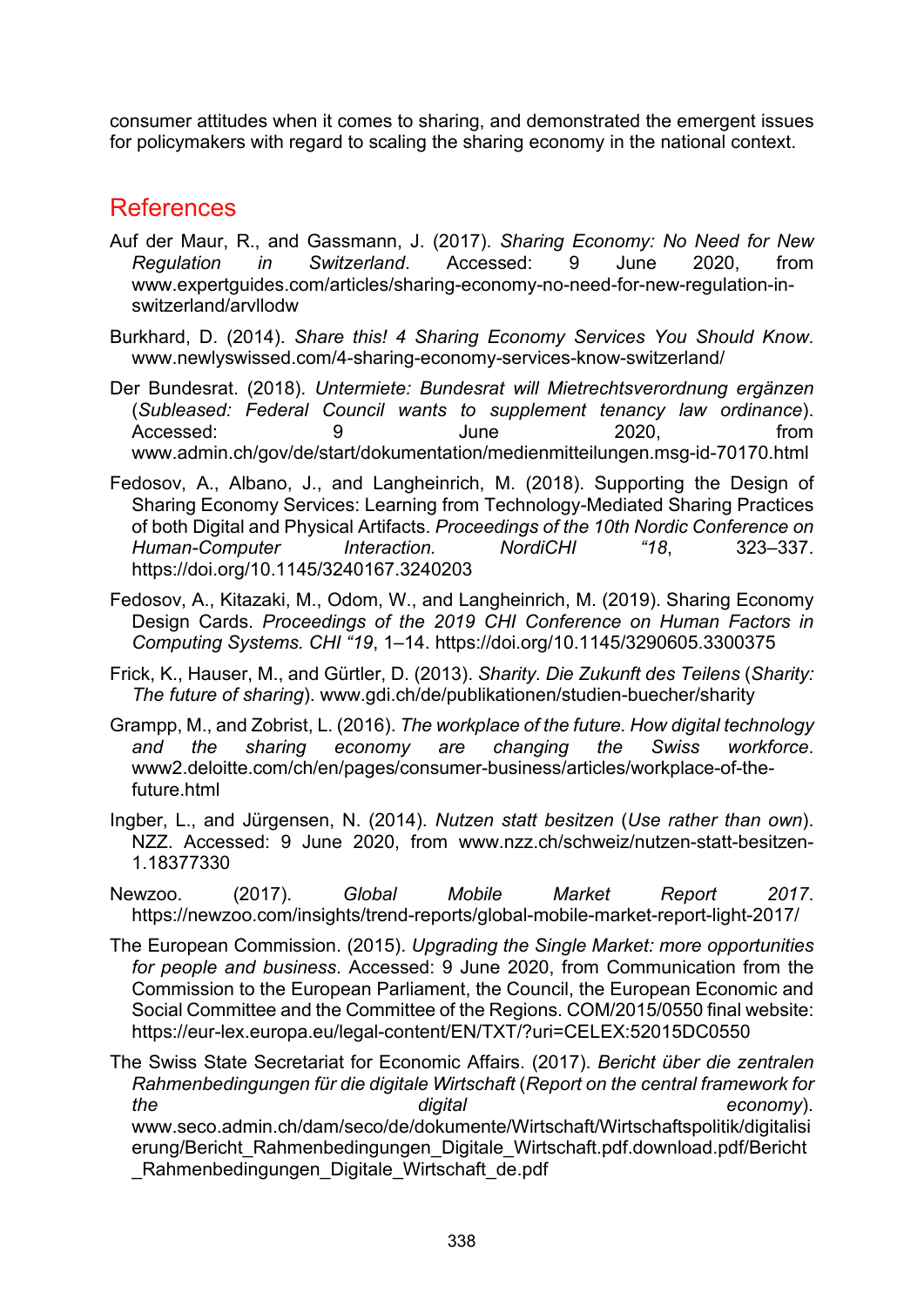consumer attitudes when it comes to sharing, and demonstrated the emergent issues for policymakers with regard to scaling the sharing economy in the national context.

## References

Auf der Maur, R., and Gassmann, J. (2017). *Sharing Economy: No Need for New Regulation in Switzerland*. Accessed: 9 June 2020, from www.expertguides.com/articles/sharing-economy-no-need-for-new-regulation-in-switzerland/arvllodw

Burkhard, D. (2014). *Share this! 4 Sharing Economy Services You Should Know*. www.newlyswissed.com/4-sharing-economy-services-know-switzerland/

Der Bundesrat. (2018). *Untermiete: Bundesrat will Mietrechtsverordnung ergänzen* (*Subleased: Federal Council wants to supplement tenancy law ordinance*). Accessed: 9 June 2020, from www.admin.ch/gov/de/start/dokumentation/medienmitteilungen.msg-id-70170.html

Fedosov, A., Albano, J., and Langheinrich, M. (2018). Supporting the Design of Sharing Economy Services: Learning from Technology-Mediated Sharing Practices of both Digital and Physical Artifacts. *Proceedings of the 10th Nordic Conference on Human-Computer Interaction. NordiCHI "18*, 323–337. https://doi.org/10.1145/3240167.3240203

Fedosov, A., Kitazaki, M., Odom, W., and Langheinrich, M. (2019). Sharing Economy Design Cards. *Proceedings of the 2019 CHI Conference on Human Factors in Computing Systems. CHI "19*, 1–14. https://doi.org/10.1145/3290605.3300375

Frick, K., Hauser, M., and Gürtler, D. (2013). *Sharity. Die Zukunft des Teilens* (*Sharity: The future of sharing*). www.gdi.ch/de/publikationen/studien-buecher/sharity

Grampp, M., and Zobrist, L. (2016). *The workplace of the future. How digital technology and the sharing economy are changing the Swiss workforce*. www2.deloitte.com/ch/en/pages/consumer-business/articles/workplace-of-the-future.html

Ingber, L., and Jürgensen, N. (2014). *Nutzen statt besitzen* (*Use rather than own*). NZZ. Accessed: 9 June 2020, from www.nzz.ch/schweiz/nutzen-statt-besitzen-1.18377330

Newzoo. (2017). *Global Mobile Market Report 2017*. https://newzoo.com/insights/trend-reports/global-mobile-market-report-light-2017/

The European Commission. (2015). *Upgrading the Single Market: more opportunities for people and business*. Accessed: 9 June 2020, from Communication from the Commission to the European Parliament, the Council, the European Economic and Social Committee and the Committee of the Regions. COM/2015/0550 final website: https://eur-lex.europa.eu/legal-content/EN/TXT/?uri=CELEX:52015DC0550

The Swiss State Secretariat for Economic Affairs. (2017). *Bericht über die zentralen Rahmenbedingungen für die digitale Wirtschaft* (*Report on the central framework for the digital economy*). www.seco.admin.ch/dam/seco/de/dokumente/Wirtschaft/Wirtschaftspolitik/digitalisierung/Bericht_Rahmenbedingungen_Digitale_Wirtschaft.pdf.download.pdf/Bericht_Rahmenbedingungen_Digitale_Wirtschaft_de.pdf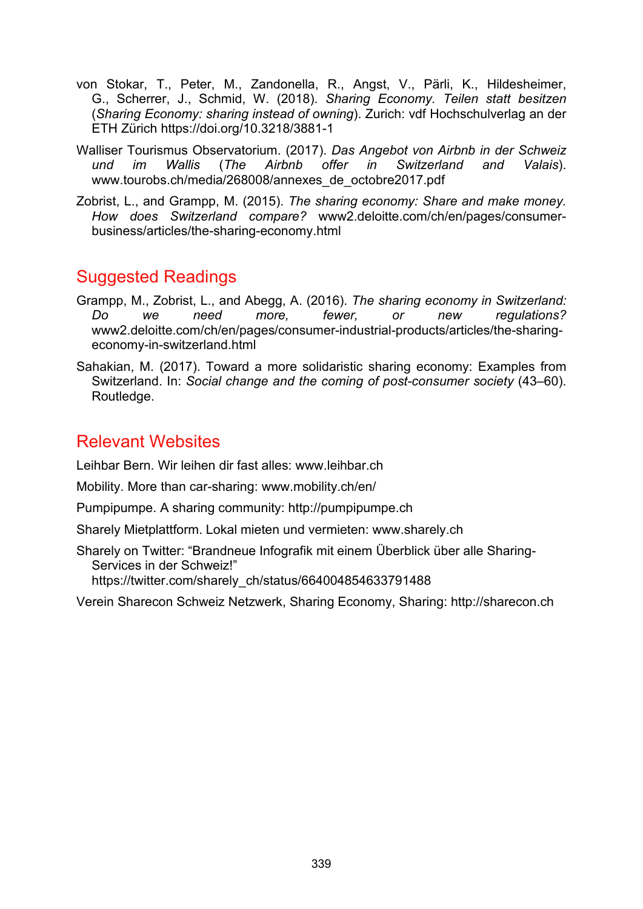von Stokar, T., Peter, M., Zandonella, R., Angst, V., Pärli, K., Hildesheimer, G., Scherrer, J., Schmid, W. (2018). *Sharing Economy. Teilen statt besitzen* (*Sharing Economy: sharing instead of owning*). Zurich: vdf Hochschulverlag an der ETH Zürich https://doi.org/10.3218/3881-1

Walliser Tourismus Observatorium. (2017). *Das Angebot von Airbnb in der Schweiz und im Wallis* (*The Airbnb offer in Switzerland and Valais*). www.tourobs.ch/media/268008/annexes_de_octobre2017.pdf

Zobrist, L., and Grampp, M. (2015). *The sharing economy: Share and make money. How does Switzerland compare?* www2.deloitte.com/ch/en/pages/consumer-business/articles/the-sharing-economy.html

## Suggested Readings

Grampp, M., Zobrist, L., and Abegg, A. (2016). *The sharing economy in Switzerland: Do we need more, fewer, or new regulations?* www2.deloitte.com/ch/en/pages/consumer-industrial-products/articles/the-sharing-economy-in-switzerland.html

Sahakian, M. (2017). Toward a more solidaristic sharing economy: Examples from Switzerland. In: *Social change and the coming of post-consumer society* (43–60). Routledge.

## Relevant Websites

Leihbar Bern. Wir leihen dir fast alles: www.leihbar.ch

Mobility. More than car-sharing: www.mobility.ch/en/

Pumpipumpe. A sharing community: http://pumpipumpe.ch

Sharely Mietplattform. Lokal mieten und vermieten: www.sharely.ch

Sharely on Twitter: "Brandneue Infografik mit einem Überblick über alle Sharing-Services in der Schweiz!" https://twitter.com/sharely_ch/status/664004854633791488

Verein Sharecon Schweiz Netzwerk, Sharing Economy, Sharing: http://sharecon.ch